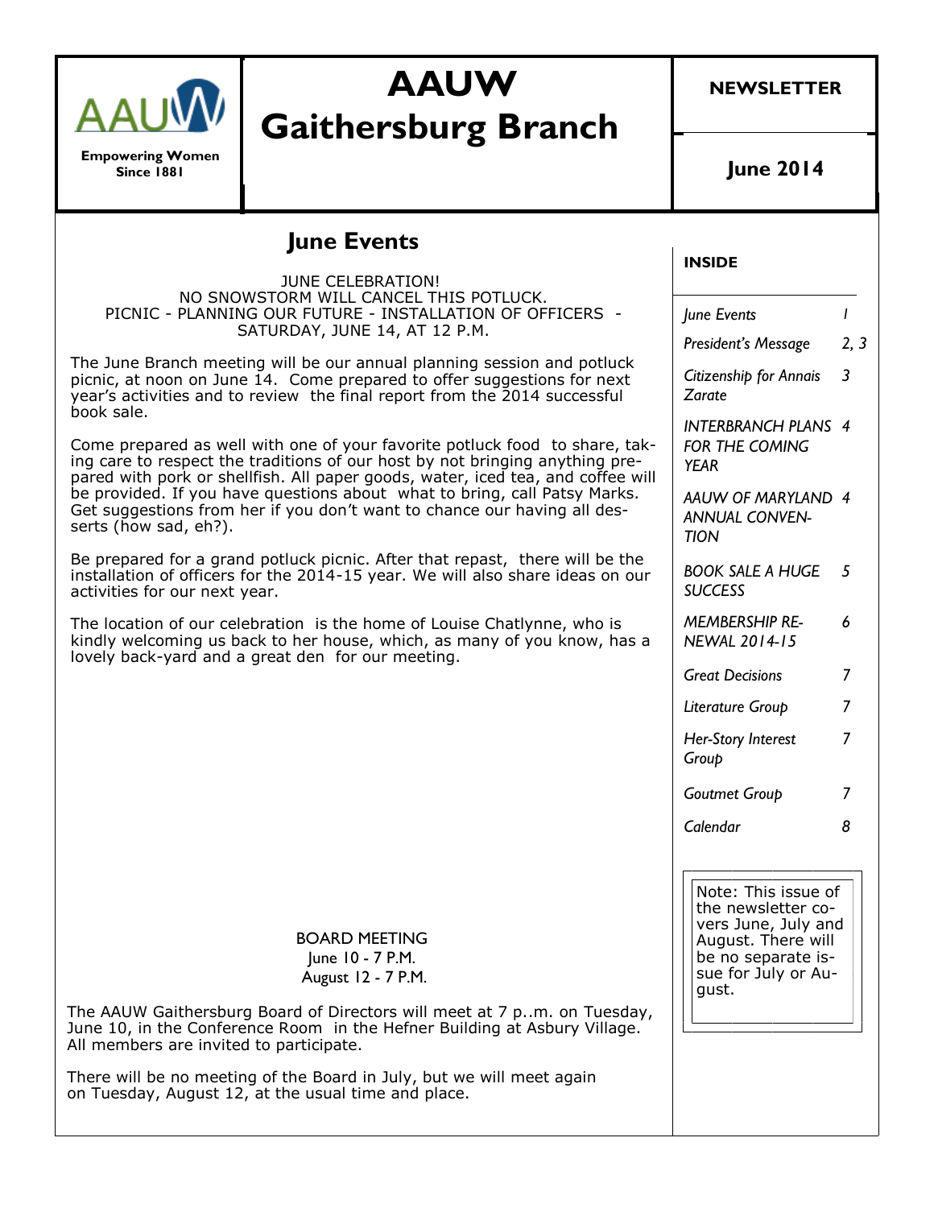AAUW

Empowering Women Since 1881

# AAUW Gaithersburg Branch

**NEWSLETTER**

**June 2014**

## June Events

JUNE CELEBRATION!
NO SNOWSTORM WILL CANCEL THIS POTLUCK.
PICNIC - PLANNING OUR FUTURE - INSTALLATION OF OFFICERS - SATURDAY, JUNE 14, AT 12 P.M.

The June Branch meeting will be our annual planning session and potluck picnic, at noon on June 14. Come prepared to offer suggestions for next year's activities and to review the final report from the 2014 successful book sale.

Come prepared as well with one of your favorite potluck food to share, taking care to respect the traditions of our host by not bringing anything prepared with pork or shellfish. All paper goods, water, iced tea, and coffee will be provided. If you have questions about what to bring, call Patsy Marks. Get suggestions from her if you don't want to chance our having all deserts (how sad, eh?).

Be prepared for a grand potluck picnic. After that repast, there will be the installation of officers for the 2014-15 year. We will also share ideas on our activities for our next year.

The location of our celebration is the home of Louise Chatlynne, who is kindly welcoming us back to her house, which, as many of you know, has a lovely back-yard and a great den for our meeting.

BOARD MEETING
June 10 - 7 P.M.
August 12 - 7 P.M.

The AAUW Gaithersburg Board of Directors will meet at 7 p..m. on Tuesday, June 10, in the Conference Room in the Hefner Building at Asbury Village. All members are invited to participate.

There will be no meeting of the Board in July, but we will meet again on Tuesday, August 12, at the usual time and place.

**INSIDE**

| | |
|---|---|
| *June Events* | *1* |
| *President's Message* | *2, 3* |
| *Citizenship for Annais Zarate* | *3* |
| *INTERBRANCH PLANS FOR THE COMING YEAR* | *4* |
| *AAUW OF MARYLAND ANNUAL CONVENTION* | *4* |
| *BOOK SALE A HUGE SUCCESS* | *5* |
| *MEMBERSHIP RENEWAL 2014-15* | *6* |
| *Great Decisions* | *7* |
| *Literature Group* | *7* |
| *Her-Story Interest Group* | *7* |
| *Goutmet Group* | *7* |
| *Calendar* | *8* |

Note: This issue of the newsletter covers June, July and August. There will be no separate issue for July or August.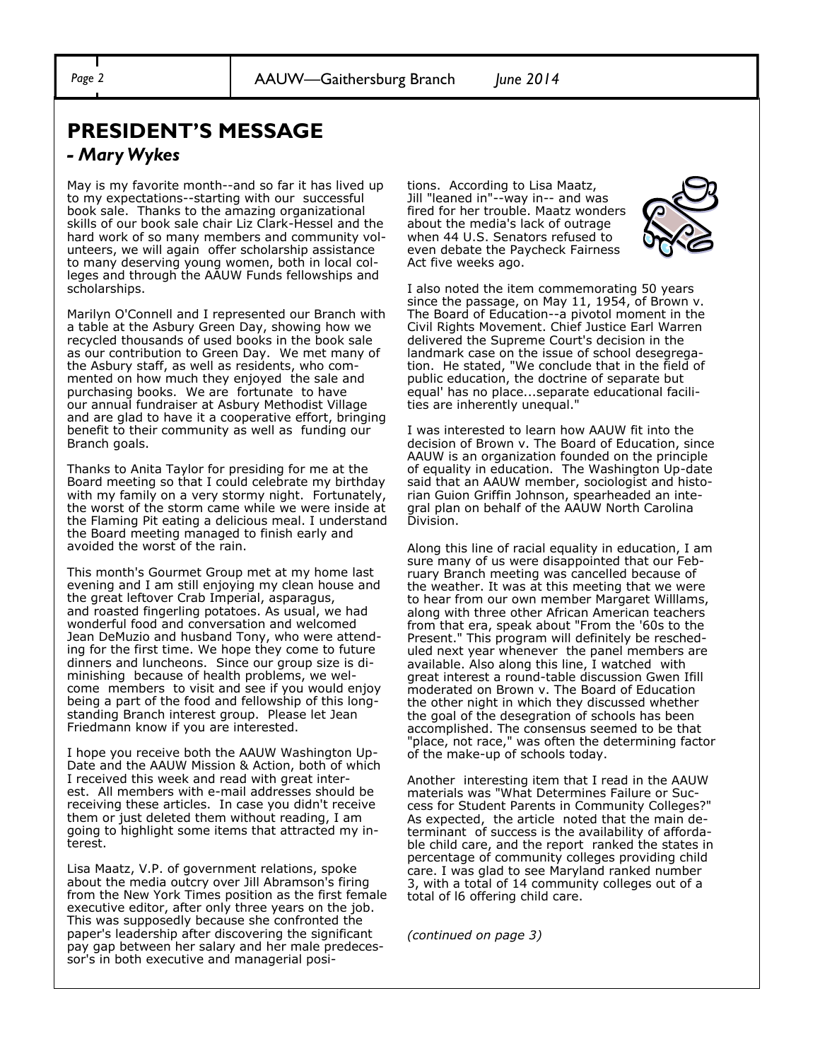## PRESIDENT'S MESSAGE

### *- Mary Wykes*

May is my favorite month--and so far it has lived up to my expectations--starting with our successful book sale. Thanks to the amazing organizational skills of our book sale chair Liz Clark-Hessel and the hard work of so many members and community volunteers, we will again offer scholarship assistance to many deserving young women, both in local colleges and through the AAUW Funds fellowships and scholarships.

Marilyn O'Connell and I represented our Branch with a table at the Asbury Green Day, showing how we recycled thousands of used books in the book sale as our contribution to Green Day. We met many of the Asbury staff, as well as residents, who commented on how much they enjoyed the sale and purchasing books. We are fortunate to have our annual fundraiser at Asbury Methodist Village and are glad to have it a cooperative effort, bringing benefit to their community as well as funding our Branch goals.

Thanks to Anita Taylor for presiding for me at the Board meeting so that I could celebrate my birthday with my family on a very stormy night. Fortunately, the worst of the storm came while we were inside at the Flaming Pit eating a delicious meal. I understand the Board meeting managed to finish early and avoided the worst of the rain.

This month's Gourmet Group met at my home last evening and I am still enjoying my clean house and the great leftover Crab Imperial, asparagus, and roasted fingerling potatoes. As usual, we had wonderful food and conversation and welcomed Jean DeMuzio and husband Tony, who were attending for the first time. We hope they come to future dinners and luncheons. Since our group size is diminishing because of health problems, we welcome members to visit and see if you would enjoy being a part of the food and fellowship of this longstanding Branch interest group. Please let Jean Friedmann know if you are interested.

I hope you receive both the AAUW Washington Up-Date and the AAUW Mission & Action, both of which I received this week and read with great interest. All members with e-mail addresses should be receiving these articles. In case you didn't receive them or just deleted them without reading, I am going to highlight some items that attracted my interest.

Lisa Maatz, V.P. of government relations, spoke about the media outcry over Jill Abramson's firing from the New York Times position as the first female executive editor, after only three years on the job. This was supposedly because she confronted the paper's leadership after discovering the significant pay gap between her salary and her male predecessor's in both executive and managerial positions. According to Lisa Maatz, Jill "leaned in"--way in-- and was fired for her trouble. Maatz wonders about the media's lack of outrage when 44 U.S. Senators refused to even debate the Paycheck Fairness Act five weeks ago.

I also noted the item commemorating 50 years since the passage, on May 11, 1954, of Brown v. The Board of Education--a pivotol moment in the Civil Rights Movement. Chief Justice Earl Warren delivered the Supreme Court's decision in the landmark case on the issue of school desegregation. He stated, "We conclude that in the field of public education, the doctrine of separate but equal' has no place...separate educational facilities are inherently unequal."

I was interested to learn how AAUW fit into the decision of Brown v. The Board of Education, since AAUW is an organization founded on the principle of equality in education. The Washington Up-date said that an AAUW member, sociologist and historian Guion Griffin Johnson, spearheaded an integral plan on behalf of the AAUW North Carolina Division.

Along this line of racial equality in education, I am sure many of us were disappointed that our February Branch meeting was cancelled because of the weather. It was at this meeting that we were to hear from our own member Margaret Willlams, along with three other African American teachers from that era, speak about "From the '60s to the Present." This program will definitely be rescheduled next year whenever the panel members are available. Also along this line, I watched with great interest a round-table discussion Gwen Ifill moderated on Brown v. The Board of Education the other night in which they discussed whether the goal of the desegration of schools has been accomplished. The consensus seemed to be that "place, not race," was often the determining factor of the make-up of schools today.

Another interesting item that I read in the AAUW materials was "What Determines Failure or Success for Student Parents in Community Colleges?" As expected, the article noted that the main determinant of success is the availability of affordable child care, and the report ranked the states in percentage of community colleges providing child care. I was glad to see Maryland ranked number 3, with a total of 14 community colleges out of a total of l6 offering child care.

*(continued on page 3)*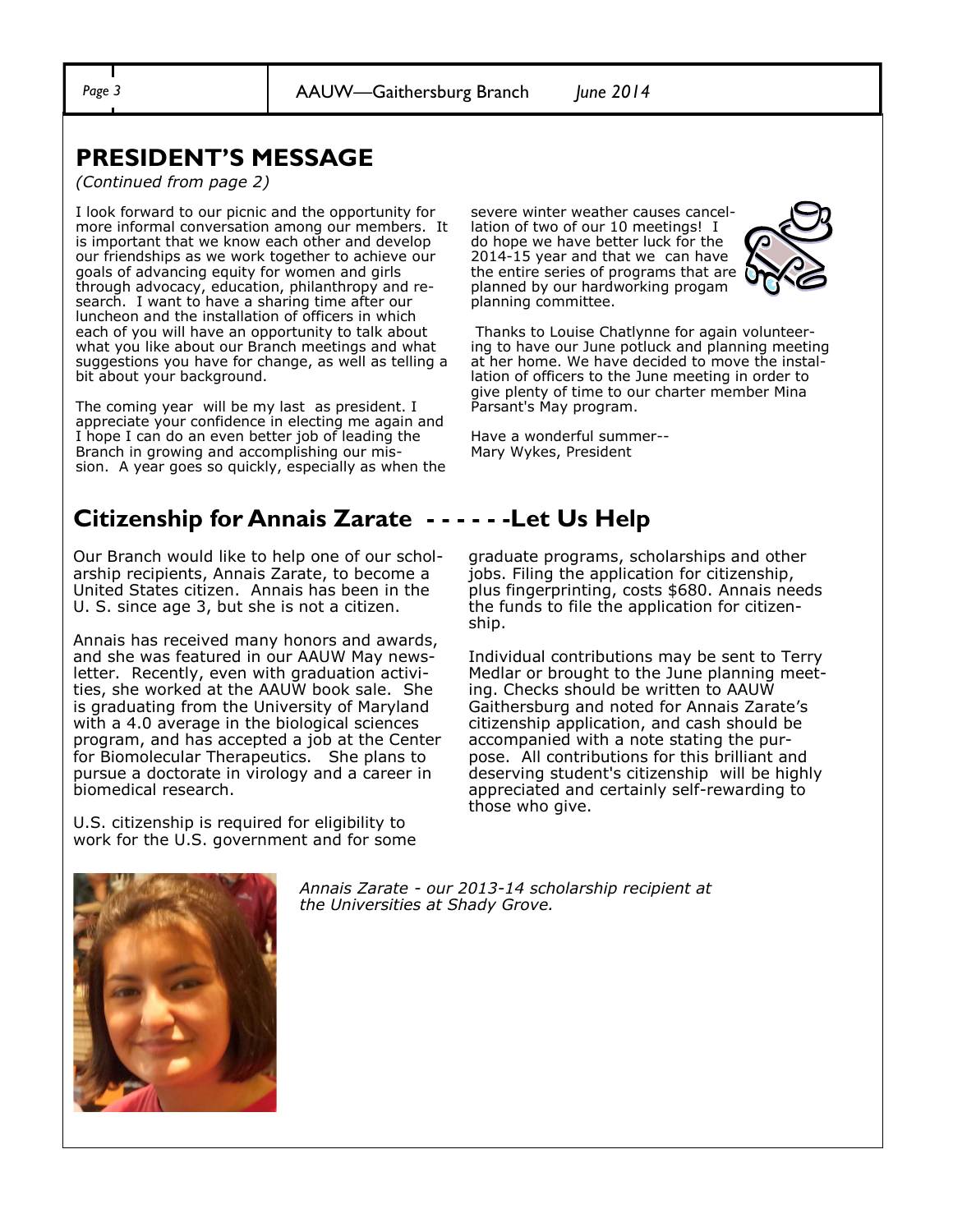## PRESIDENT'S MESSAGE

*(Continued from page 2)*

I look forward to our picnic and the opportunity for more informal conversation among our members. It is important that we know each other and develop our friendships as we work together to achieve our goals of advancing equity for women and girls through advocacy, education, philanthropy and research. I want to have a sharing time after our luncheon and the installation of officers in which each of you will have an opportunity to talk about what you like about our Branch meetings and what suggestions you have for change, as well as telling a bit about your background.

The coming year will be my last as president. I appreciate your confidence in electing me again and I hope I can do an even better job of leading the Branch in growing and accomplishing our mission. A year goes so quickly, especially as when the severe winter weather causes cancellation of two of our 10 meetings! I do hope we have better luck for the 2014-15 year and that we can have the entire series of programs that are planned by our hardworking progam planning committee.

Thanks to Louise Chatlynne for again volunteering to have our June potluck and planning meeting at her home. We have decided to move the installation of officers to the June meeting in order to give plenty of time to our charter member Mina Parsant's May program.

Have a wonderful summer--
Mary Wykes, President

## Citizenship for Annais Zarate - - - - - -Let Us Help

Our Branch would like to help one of our scholarship recipients, Annais Zarate, to become a United States citizen. Annais has been in the U. S. since age 3, but she is not a citizen.

Annais has received many honors and awards, and she was featured in our AAUW May newsletter. Recently, even with graduation activities, she worked at the AAUW book sale. She is graduating from the University of Maryland with a 4.0 average in the biological sciences program, and has accepted a job at the Center for Biomolecular Therapeutics. She plans to pursue a doctorate in virology and a career in biomedical research.

U.S. citizenship is required for eligibility to work for the U.S. government and for some graduate programs, scholarships and other jobs. Filing the application for citizenship, plus fingerprinting, costs $680. Annais needs the funds to file the application for citizenship.

Individual contributions may be sent to Terry Medlar or brought to the June planning meeting. Checks should be written to AAUW Gaithersburg and noted for Annais Zarate's citizenship application, and cash should be accompanied with a note stating the purpose. All contributions for this brilliant and deserving student's citizenship will be highly appreciated and certainly self-rewarding to those who give.

*Annais Zarate - our 2013-14 scholarship recipient at the Universities at Shady Grove.*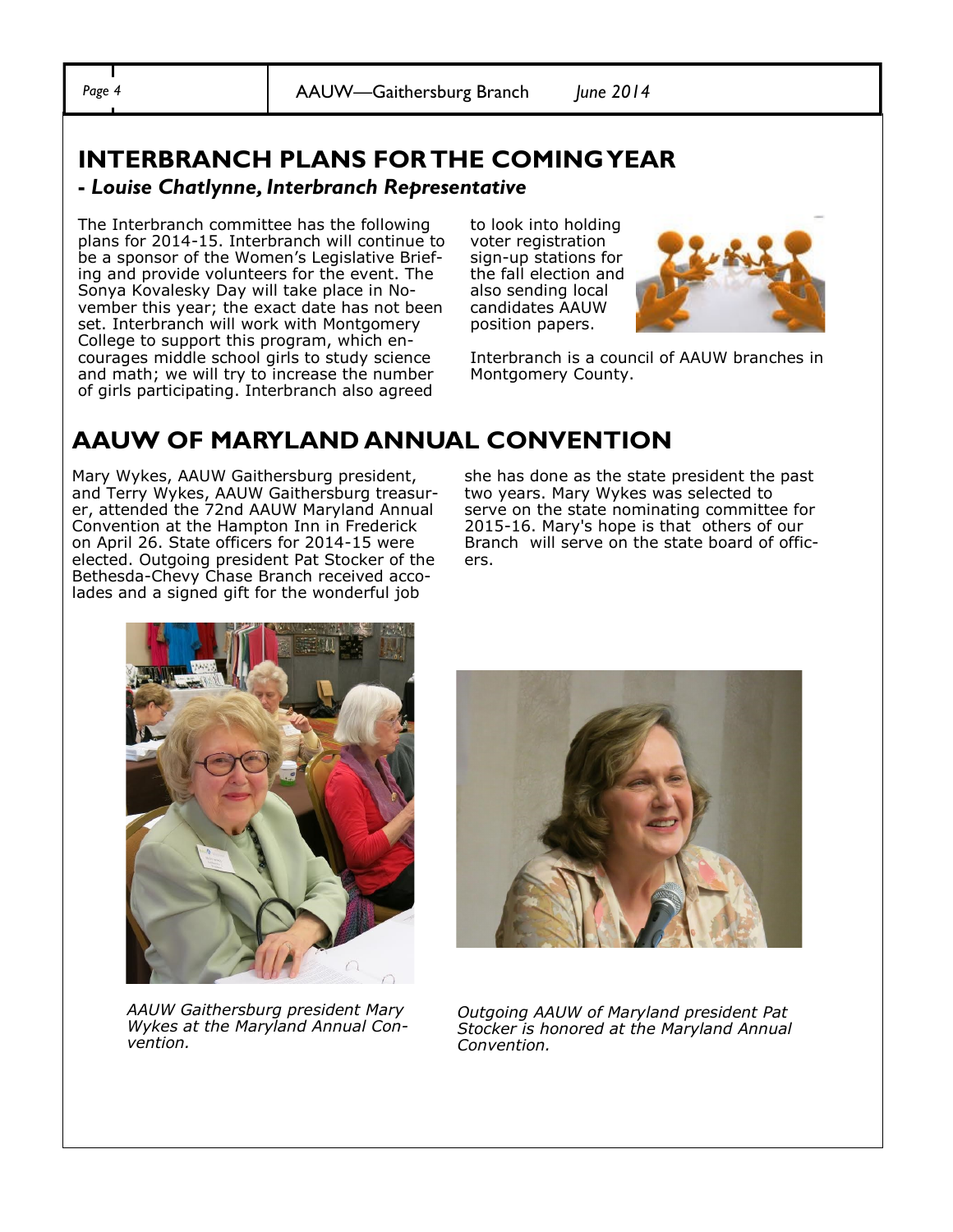## INTERBRANCH PLANS FOR THE COMING YEAR

**- *Louise Chatlynne, Interbranch Representative***

The Interbranch committee has the following plans for 2014-15. Interbranch will continue to be a sponsor of the Women's Legislative Briefing and provide volunteers for the event. The Sonya Kovalesky Day will take place in November this year; the exact date has not been set. Interbranch will work with Montgomery College to support this program, which encourages middle school girls to study science and math; we will try to increase the number of girls participating. Interbranch also agreed to look into holding voter registration sign-up stations for the fall election and also sending local candidates AAUW position papers.

Interbranch is a council of AAUW branches in Montgomery County.

## AAUW OF MARYLAND ANNUAL CONVENTION

Mary Wykes, AAUW Gaithersburg president, and Terry Wykes, AAUW Gaithersburg treasurer, attended the 72nd AAUW Maryland Annual Convention at the Hampton Inn in Frederick on April 26. State officers for 2014-15 were elected. Outgoing president Pat Stocker of the Bethesda-Chevy Chase Branch received accolades and a signed gift for the wonderful job she has done as the state president the past two years. Mary Wykes was selected to serve on the state nominating committee for 2015-16. Mary's hope is that others of our Branch will serve on the state board of officers.

*AAUW Gaithersburg president Mary Wykes at the Maryland Annual Convention.*

*Outgoing AAUW of Maryland president Pat Stocker is honored at the Maryland Annual Convention.*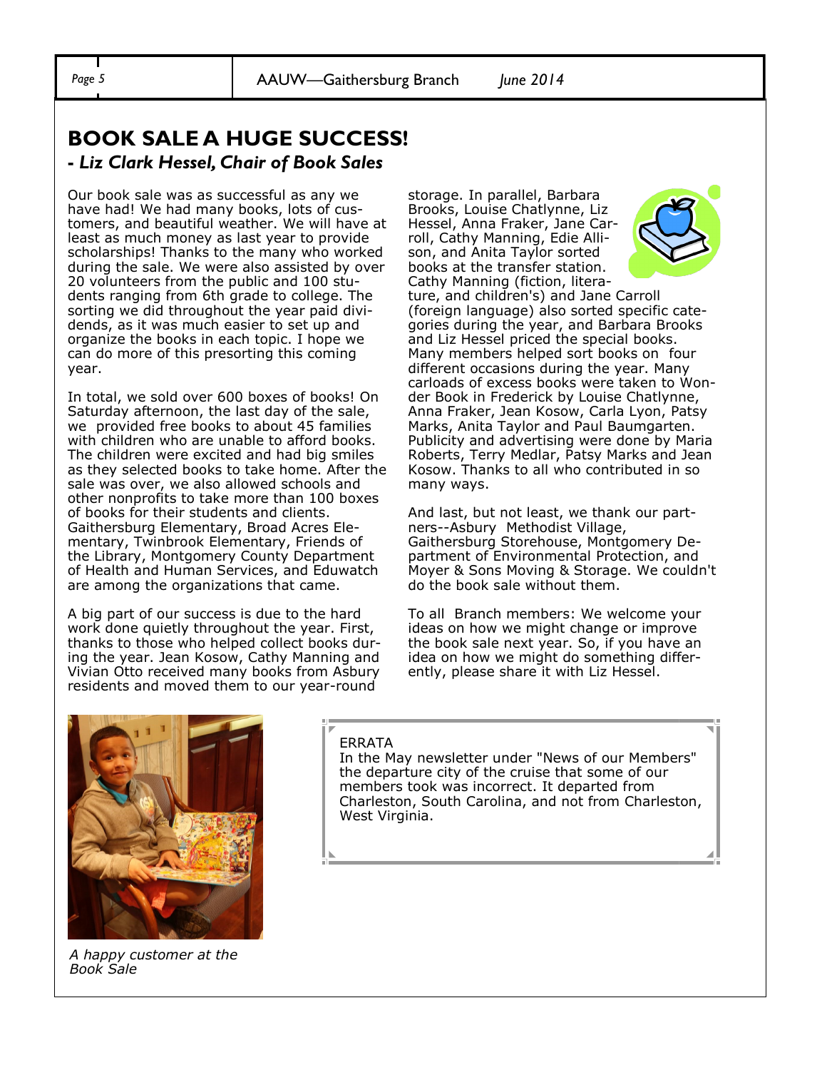## BOOK SALE A HUGE SUCCESS!

***- Liz Clark Hessel, Chair of Book Sales***

Our book sale was as successful as any we have had! We had many books, lots of customers, and beautiful weather. We will have at least as much money as last year to provide scholarships! Thanks to the many who worked during the sale. We were also assisted by over 20 volunteers from the public and 100 students ranging from 6th grade to college. The sorting we did throughout the year paid dividends, as it was much easier to set up and organize the books in each topic. I hope we can do more of this presorting this coming year.

In total, we sold over 600 boxes of books! On Saturday afternoon, the last day of the sale, we provided free books to about 45 families with children who are unable to afford books. The children were excited and had big smiles as they selected books to take home. After the sale was over, we also allowed schools and other nonprofits to take more than 100 boxes of books for their students and clients. Gaithersburg Elementary, Broad Acres Elementary, Twinbrook Elementary, Friends of the Library, Montgomery County Department of Health and Human Services, and Eduwatch are among the organizations that came.

A big part of our success is due to the hard work done quietly throughout the year. First, thanks to those who helped collect books during the year. Jean Kosow, Cathy Manning and Vivian Otto received many books from Asbury residents and moved them to our year-round storage. In parallel, Barbara Brooks, Louise Chatlynne, Liz Hessel, Anna Fraker, Jane Carroll, Cathy Manning, Edie Allison, and Anita Taylor sorted books at the transfer station. Cathy Manning (fiction, literature, and children's) and Jane Carroll (foreign language) also sorted specific categories during the year, and Barbara Brooks and Liz Hessel priced the special books. Many members helped sort books on four different occasions during the year. Many carloads of excess books were taken to Wonder Book in Frederick by Louise Chatlynne, Anna Fraker, Jean Kosow, Carla Lyon, Patsy Marks, Anita Taylor and Paul Baumgarten. Publicity and advertising were done by Maria Roberts, Terry Medlar, Patsy Marks and Jean Kosow. Thanks to all who contributed in so many ways.

And last, but not least, we thank our partners--Asbury Methodist Village, Gaithersburg Storehouse, Montgomery Department of Environmental Protection, and Moyer & Sons Moving & Storage. We couldn't do the book sale without them.

To all Branch members: We welcome your ideas on how we might change or improve the book sale next year. So, if you have an idea on how we might do something differently, please share it with Liz Hessel.

*A happy customer at the Book Sale*

ERRATA

In the May newsletter under "News of our Members" the departure city of the cruise that some of our members took was incorrect. It departed from Charleston, South Carolina, and not from Charleston, West Virginia.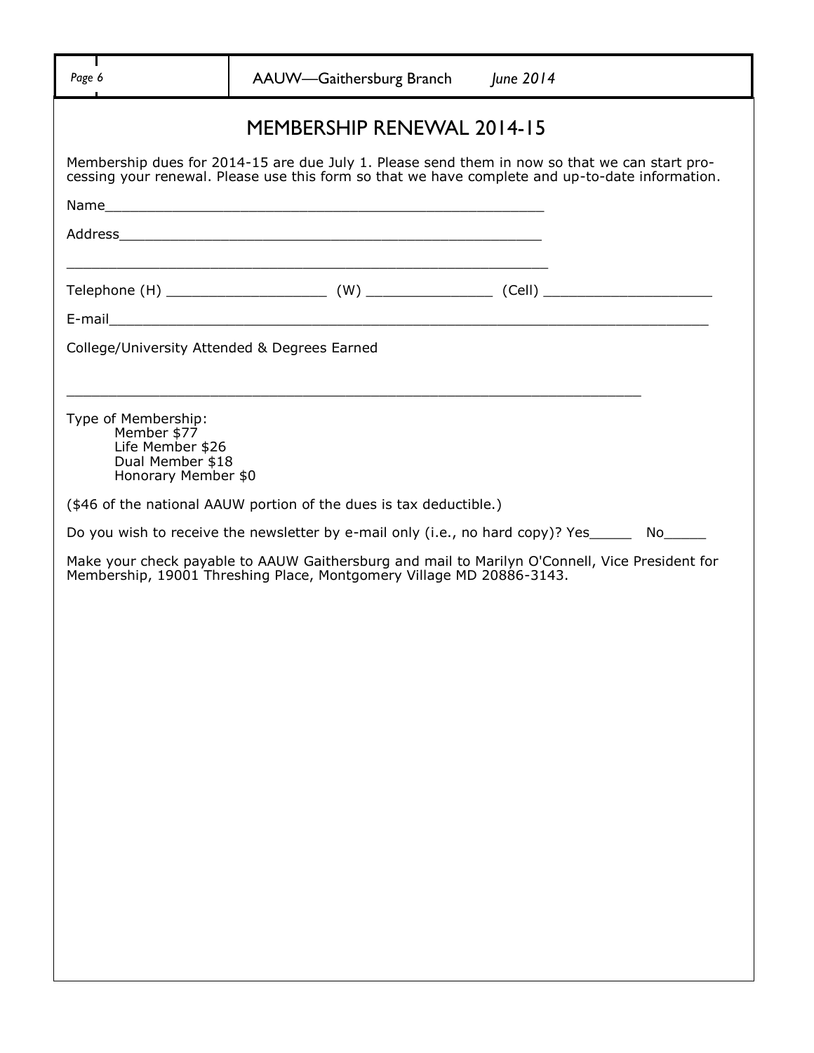# MEMBERSHIP RENEWAL 2014-15

Membership dues for 2014-15 are due July 1. Please send them in now so that we can start processing your renewal. Please use this form so that we have complete and up-to-date information.

Name_____________________________________________________

Address___________________________________________________

__________________________________________________________

Telephone (H) ___________________ (W) _______________ (Cell) ____________________

E-mail______________________________________________________________________

College/University Attended & Degrees Earned

__________________________________________________________________________

Type of Membership:
- Member $77
- Life Member $26
- Dual Member $18
- Honorary Member $0

($46 of the national AAUW portion of the dues is tax deductible.)

Do you wish to receive the newsletter by e-mail only (i.e., no hard copy)? Yes_____ No_____

Make your check payable to AAUW Gaithersburg and mail to Marilyn O'Connell, Vice President for Membership, 19001 Threshing Place, Montgomery Village MD 20886-3143.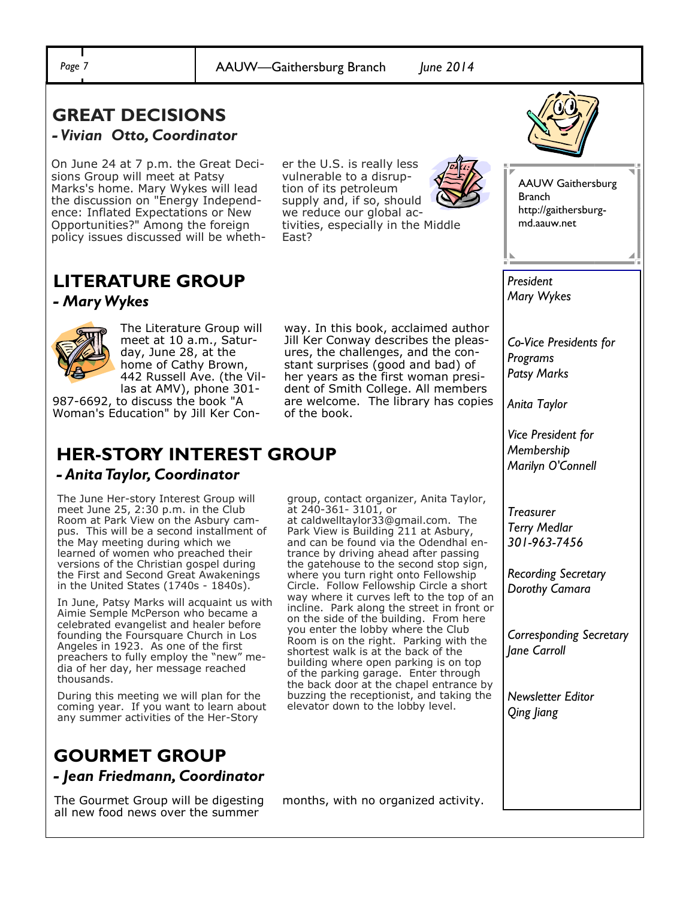## GREAT DECISIONS

### *- Vivian Otto, Coordinator*

On June 24 at 7 p.m. the Great Decisions Group will meet at Patsy Marks's home. Mary Wykes will lead the discussion on "Energy Independence: Inflated Expectations or New Opportunities?" Among the foreign policy issues discussed will be whether the U.S. is really less vulnerable to a disruption of its petroleum supply and, if so, should we reduce our global activities, especially in the Middle East?

## LITERATURE GROUP

### *- Mary Wykes*

The Literature Group will meet at 10 a.m., Saturday, June 28, at the home of Cathy Brown, 442 Russell Ave. (the Villas at AMV), phone 301-987-6692, to discuss the book "A Woman's Education" by Jill Ker Conway. In this book, acclaimed author Jill Ker Conway describes the pleasures, the challenges, and the constant surprises (good and bad) of her years as the first woman president of Smith College. All members are welcome. The library has copies of the book.

## HER-STORY INTEREST GROUP

### *- Anita Taylor, Coordinator*

The June Her-story Interest Group will meet June 25, 2:30 p.m. in the Club Room at Park View on the Asbury campus. This will be a second installment of the May meeting during which we learned of women who preached their versions of the Christian gospel during the First and Second Great Awakenings in the United States (1740s - 1840s).

In June, Patsy Marks will acquaint us with Aimie Semple McPerson who became a celebrated evangelist and healer before founding the Foursquare Church in Los Angeles in 1923. As one of the first preachers to fully employ the "new" media of her day, her message reached thousands.

During this meeting we will plan for the coming year. If you want to learn about any summer activities of the Her-Story group, contact organizer, Anita Taylor, at 240-361- 3101, or at caldwelltaylor33@gmail.com. The Park View is Building 211 at Asbury, and can be found via the Odendhal entrance by driving ahead after passing the gatehouse to the second stop sign, where you turn right onto Fellowship Circle. Follow Fellowship Circle a short way where it curves left to the top of an incline. Park along the street in front or on the side of the building. From here you enter the lobby where the Club Room is on the right. Parking with the shortest walk is at the back of the building where open parking is on top of the parking garage. Enter through the back door at the chapel entrance by buzzing the receptionist, and taking the elevator down to the lobby level.

## GOURMET GROUP

### *- Jean Friedmann, Coordinator*

The Gourmet Group will be digesting all new food news over the summer months, with no organized activity.

---

AAUW Gaithersburg Branch
http://gaithersburg-md.aauw.net

*President*
*Mary Wykes*

*Co-Vice Presidents for Programs*
*Patsy Marks*

*Anita Taylor*

*Vice President for Membership*
*Marilyn O'Connell*

*Treasurer*
*Terry Medlar*
*301-963-7456*

*Recording Secretary*
*Dorothy Camara*

*Corresponding Secretary*
*Jane Carroll*

*Newsletter Editor*
*Qing Jiang*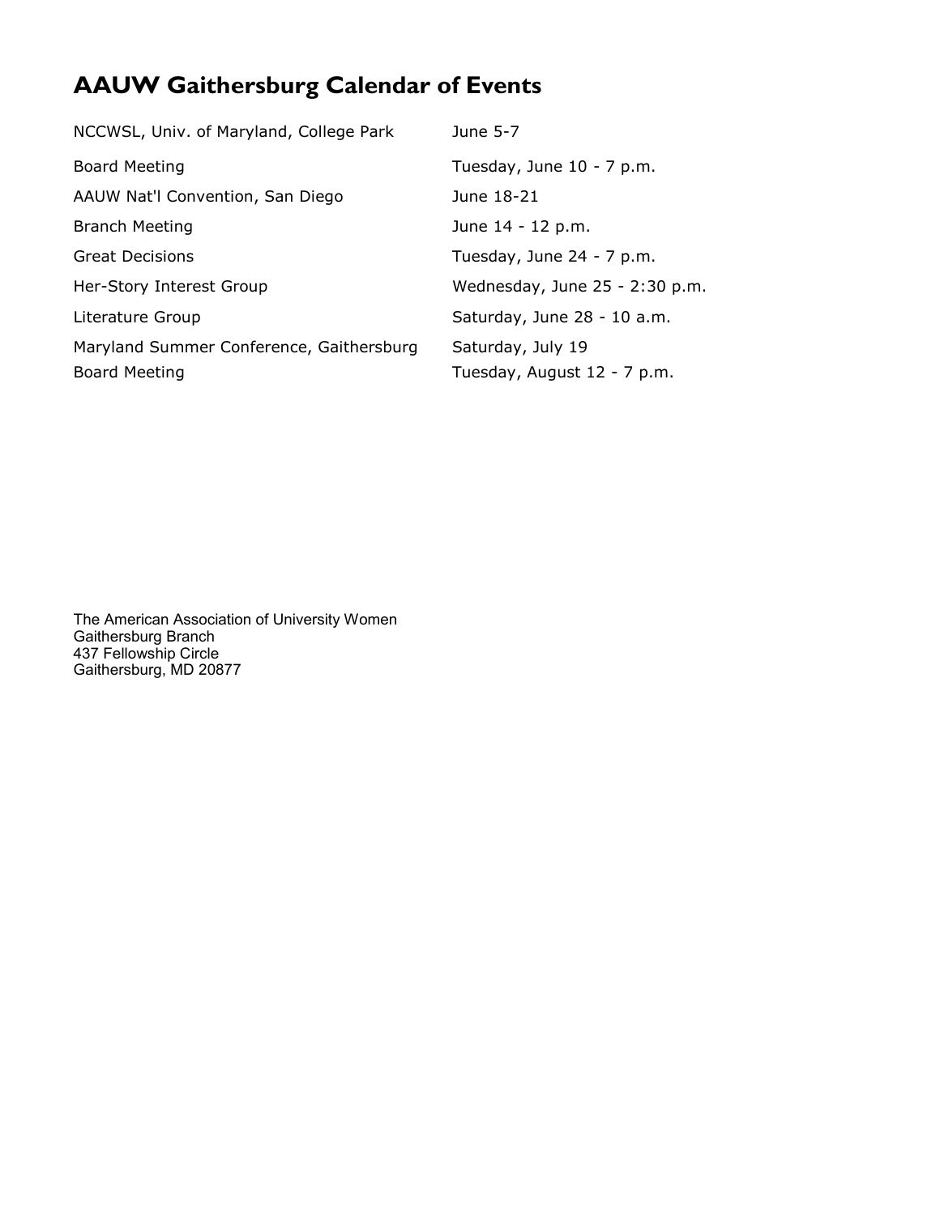# AAUW Gaithersburg Calendar of Events

| | |
|---|---|
| NCCWSL, Univ. of Maryland, College Park | June 5-7 |
| Board Meeting | Tuesday, June 10 - 7 p.m. |
| AAUW Nat'l Convention, San Diego | June 18-21 |
| Branch Meeting | June 14 - 12 p.m. |
| Great Decisions | Tuesday, June 24 - 7 p.m. |
| Her-Story Interest Group | Wednesday, June 25 - 2:30 p.m. |
| Literature Group | Saturday, June 28 - 10 a.m. |
| Maryland Summer Conference, Gaithersburg | Saturday, July 19 |
| Board Meeting | Tuesday, August 12 - 7 p.m. |

The American Association of University Women
Gaithersburg Branch
437 Fellowship Circle
Gaithersburg, MD 20877